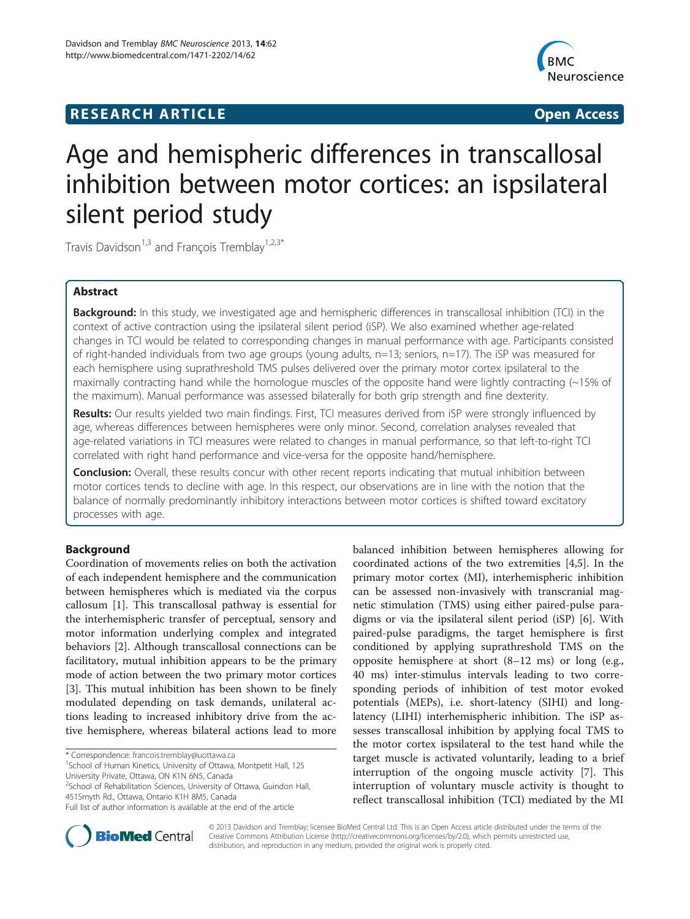**RESEARCH ARTICLE** **Open Access**

# Age and hemispheric differences in transcallosal inhibition between motor cortices: an ispsilateral silent period study

Travis Davidson[1,3] and François Tremblay[1,2,3*]

## Abstract

**Background:** In this study, we investigated age and hemispheric differences in transcallosal inhibition (TCI) in the context of active contraction using the ipsilateral silent period (iSP). We also examined whether age-related changes in TCI would be related to corresponding changes in manual performance with age. Participants consisted of right-handed individuals from two age groups (young adults, n=13; seniors, n=17). The iSP was measured for each hemisphere using suprathreshold TMS pulses delivered over the primary motor cortex ipsilateral to the maximally contracting hand while the homologue muscles of the opposite hand were lightly contracting (~15% of the maximum). Manual performance was assessed bilaterally for both grip strength and fine dexterity.

**Results:** Our results yielded two main findings. First, TCI measures derived from iSP were strongly influenced by age, whereas differences between hemispheres were only minor. Second, correlation analyses revealed that age-related variations in TCI measures were related to changes in manual performance, so that left-to-right TCI correlated with right hand performance and vice-versa for the opposite hand/hemisphere.

**Conclusion:** Overall, these results concur with other recent reports indicating that mutual inhibition between motor cortices tends to decline with age. In this respect, our observations are in line with the notion that the balance of normally predominantly inhibitory interactions between motor cortices is shifted toward excitatory processes with age.

## Background

Coordination of movements relies on both the activation of each independent hemisphere and the communication between hemispheres which is mediated via the corpus callosum [1]. This transcallosal pathway is essential for the interhemispheric transfer of perceptual, sensory and motor information underlying complex and integrated behaviors [2]. Although transcallosal connections can be facilitatory, mutual inhibition appears to be the primary mode of action between the two primary motor cortices [3]. This mutual inhibition has been shown to be finely modulated depending on task demands, unilateral actions leading to increased inhibitory drive from the active hemisphere, whereas bilateral actions lead to more balanced inhibition between hemispheres allowing for coordinated actions of the two extremities [4,5]. In the primary motor cortex (MI), interhemispheric inhibition can be assessed non-invasively with transcranial magnetic stimulation (TMS) using either paired-pulse paradigms or via the ipsilateral silent period (iSP) [6]. With paired-pulse paradigms, the target hemisphere is first conditioned by applying suprathreshold TMS on the opposite hemisphere at short (8–12 ms) or long (e.g., 40 ms) inter-stimulus intervals leading to two corresponding periods of inhibition of test motor evoked potentials (MEPs), i.e. short-latency (SIHI) and long-latency (LIHI) interhemispheric inhibition. The iSP assesses transcallosal inhibition by applying focal TMS to the motor cortex ispsilateral to the test hand while the target muscle is activated voluntarily, leading to a brief interruption of the ongoing muscle activity [7]. This interruption of voluntary muscle activity is thought to reflect transcallosal inhibition (TCI) mediated by the MI

\* Correspondence: francois.tremblay@uottawa.ca
[1]School of Human Kinetics, University of Ottawa, Montpetit Hall, 125 University Private, Ottawa, ON K1N 6N5, Canada
[2]School of Rehabilitation Sciences, University of Ottawa, Guindon Hall, 451Smyth Rd., Ottawa, Ontario K1H 8M5, Canada
Full list of author information is available at the end of the article

© 2013 Davidson and Tremblay; licensee BioMed Central Ltd. This is an Open Access article distributed under the terms of the Creative Commons Attribution License (http://creativecommons.org/licenses/by/2.0), which permits unrestricted use, distribution, and reproduction in any medium, provided the original work is properly cited.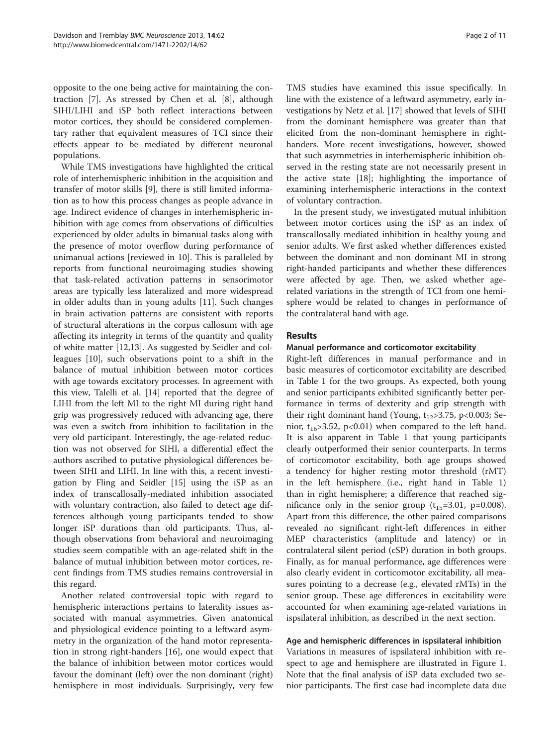opposite to the one being active for maintaining the contraction [7]. As stressed by Chen et al. [8], although SIHI/LIHI and iSP both reflect interactions between motor cortices, they should be considered complementary rather that equivalent measures of TCI since their effects appear to be mediated by different neuronal populations.

While TMS investigations have highlighted the critical role of interhemispheric inhibition in the acquisition and transfer of motor skills [9], there is still limited information as to how this process changes as people advance in age. Indirect evidence of changes in interhemispheric inhibition with age comes from observations of difficulties experienced by older adults in bimanual tasks along with the presence of motor overflow during performance of unimanual actions [reviewed in 10]. This is paralleled by reports from functional neuroimaging studies showing that task-related activation patterns in sensorimotor areas are typically less lateralized and more widespread in older adults than in young adults [11]. Such changes in brain activation patterns are consistent with reports of structural alterations in the corpus callosum with age affecting its integrity in terms of the quantity and quality of white matter [12,13]. As suggested by Seidler and colleagues [10], such observations point to a shift in the balance of mutual inhibition between motor cortices with age towards excitatory processes. In agreement with this view, Talelli et al. [14] reported that the degree of LIHI from the left MI to the right MI during right hand grip was progressively reduced with advancing age, there was even a switch from inhibition to facilitation in the very old participant. Interestingly, the age-related reduction was not observed for SIHI, a differential effect the authors ascribed to putative physiological differences between SIHI and LIHI. In line with this, a recent investigation by Fling and Seidler [15] using the iSP as an index of transcallosally-mediated inhibition associated with voluntary contraction, also failed to detect age differences although young participants tended to show longer iSP durations than old participants. Thus, although observations from behavioral and neuroimaging studies seem compatible with an age-related shift in the balance of mutual inhibition between motor cortices, recent findings from TMS studies remains controversial in this regard.

Another related controversial topic with regard to hemispheric interactions pertains to laterality issues associated with manual asymmetries. Given anatomical and physiological evidence pointing to a leftward asymmetry in the organization of the hand motor representation in strong right-handers [16], one would expect that the balance of inhibition between motor cortices would favour the dominant (left) over the non dominant (right) hemisphere in most individuals. Surprisingly, very few TMS studies have examined this issue specifically. In line with the existence of a leftward asymmetry, early investigations by Netz et al. [17] showed that levels of SIHI from the dominant hemisphere was greater than that elicited from the non-dominant hemisphere in right-handers. More recent investigations, however, showed that such asymmetries in interhemispheric inhibition observed in the resting state are not necessarily present in the active state [18]; highlighting the importance of examining interhemispheric interactions in the context of voluntary contraction.

In the present study, we investigated mutual inhibition between motor cortices using the iSP as an index of transcallosally mediated inhibition in healthy young and senior adults. We first asked whether differences existed between the dominant and non dominant MI in strong right-handed participants and whether these differences were affected by age. Then, we asked whether age-related variations in the strength of TCI from one hemisphere would be related to changes in performance of the contralateral hand with age.

## Results

### Manual performance and corticomotor excitability

Right-left differences in manual performance and in basic measures of corticomotor excitability are described in Table 1 for the two groups. As expected, both young and senior participants exhibited significantly better performance in terms of dexterity and grip strength with their right dominant hand (Young, $t_{12}>3.75$, $p<0.003$; Senior, $t_{16}>3.52$, $p<0.01$) when compared to the left hand. It is also apparent in Table 1 that young participants clearly outperformed their senior counterparts. In terms of corticomotor excitability, both age groups showed a tendency for higher resting motor threshold (rMT) in the left hemisphere (i.e., right hand in Table 1) than in right hemisphere; a difference that reached significance only in the senior group ($t_{15}=3.01$, $p=0.008$). Apart from this difference, the other paired comparisons revealed no significant right-left differences in either MEP characteristics (amplitude and latency) or in contralateral silent period (cSP) duration in both groups. Finally, as for manual performance, age differences were also clearly evident in corticomotor excitability, all measures pointing to a decrease (e.g., elevated rMTs) in the senior group. These age differences in excitability were accounted for when examining age-related variations in ispsilateral inhibition, as described in the next section.

### Age and hemispheric differences in ispsilateral inhibition

Variations in measures of ispsilateral inhibition with respect to age and hemisphere are illustrated in Figure 1. Note that the final analysis of iSP data excluded two senior participants. The first case had incomplete data due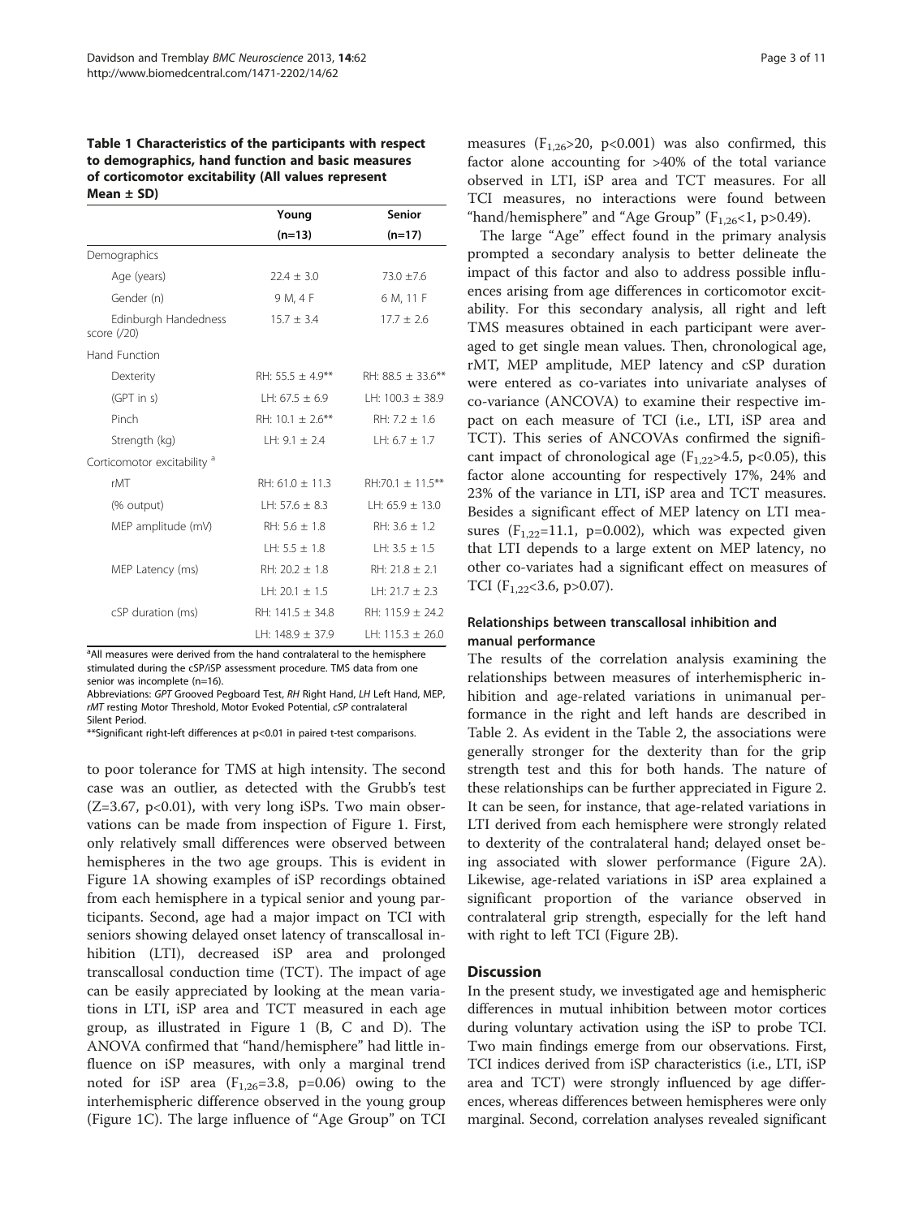**Table 1 Characteristics of the participants with respect to demographics, hand function and basic measures of corticomotor excitability (All values represent Mean ± SD)**

| | Young (n=13) | Senior (n=17) |
|---|---|---|
| Demographics | | |
| Age (years) | 22.4 ± 3.0 | 73.0 ±7.6 |
| Gender (n) | 9 M, 4 F | 6 M, 11 F |
| Edinburgh Handedness score (/20) | 15.7 ± 3.4 | 17.7 ± 2.6 |
| Hand Function | | |
| Dexterity | RH: 55.5 ± 4.9** | RH: 88.5 ± 33.6** |
| (GPT in s) | LH: 67.5 ± 6.9 | LH: 100.3 ± 38.9 |
| Pinch | RH: 10.1 ± 2.6** | RH: 7.2 ± 1.6 |
| Strength (kg) | LH: 9.1 ± 2.4 | LH: 6.7 ± 1.7 |
| Corticomotor excitability [a] | | |
| rMT | RH: 61.0 ± 11.3 | RH:70.1 ± 11.5** |
| (% output) | LH: 57.6 ± 8.3 | LH: 65.9 ± 13.0 |
| MEP amplitude (mV) | RH: 5.6 ± 1.8 | RH: 3.6 ± 1.2 |
| | LH: 5.5 ± 1.8 | LH: 3.5 ± 1.5 |
| MEP Latency (ms) | RH: 20.2 ± 1.8 | RH: 21.8 ± 2.1 |
| | LH: 20.1 ± 1.5 | LH: 21.7 ± 2.3 |
| cSP duration (ms) | RH: 141.5 ± 34.8 | RH: 115.9 ± 24.2 |
| | LH: 148.9 ± 37.9 | LH: 115.3 ± 26.0 |

[a]All measures were derived from the hand contralateral to the hemisphere stimulated during the cSP/iSP assessment procedure. TMS data from one senior was incomplete (n=16).

Abbreviations: *GPT* Grooved Pegboard Test, *RH* Right Hand, *LH* Left Hand, *MEP*, *rMT* resting Motor Threshold, Motor Evoked Potential, *cSP* contralateral Silent Period.

**Significant right-left differences at p<0.01 in paired t-test comparisons.

to poor tolerance for TMS at high intensity. The second case was an outlier, as detected with the Grubb's test (Z=3.67, p<0.01), with very long iSPs. Two main observations can be made from inspection of Figure 1. First, only relatively small differences were observed between hemispheres in the two age groups. This is evident in Figure 1A showing examples of iSP recordings obtained from each hemisphere in a typical senior and young participants. Second, age had a major impact on TCI with seniors showing delayed onset latency of transcallosal inhibition (LTI), decreased iSP area and prolonged transcallosal conduction time (TCT). The impact of age can be easily appreciated by looking at the mean variations in LTI, iSP area and TCT measured in each age group, as illustrated in Figure 1 (B, C and D). The ANOVA confirmed that "hand/hemisphere" had little influence on iSP measures, with only a marginal trend noted for iSP area ($F_{1,26}$=3.8, p=0.06) owing to the interhemispheric difference observed in the young group (Figure 1C). The large influence of "Age Group" on TCI measures ($F_{1,26}$>20, p<0.001) was also confirmed, this factor alone accounting for >40% of the total variance observed in LTI, iSP area and TCT measures. For all TCI measures, no interactions were found between "hand/hemisphere" and "Age Group" ($F_{1,26}$<1, p>0.49).

The large "Age" effect found in the primary analysis prompted a secondary analysis to better delineate the impact of this factor and also to address possible influences arising from age differences in corticomotor excitability. For this secondary analysis, all right and left TMS measures obtained in each participant were averaged to get single mean values. Then, chronological age, rMT, MEP amplitude, MEP latency and cSP duration were entered as co-variates into univariate analyses of co-variance (ANCOVA) to examine their respective impact on each measure of TCI (i.e., LTI, iSP area and TCT). This series of ANCOVAs confirmed the significant impact of chronological age ($F_{1,22}$>4.5, p<0.05), this factor alone accounting for respectively 17%, 24% and 23% of the variance in LTI, iSP area and TCT measures. Besides a significant effect of MEP latency on LTI measures ($F_{1,22}$=11.1, p=0.002), which was expected given that LTI depends to a large extent on MEP latency, no other co-variates had a significant effect on measures of TCI ($F_{1,22}$<3.6, p>0.07).

### Relationships between transcallosal inhibition and manual performance

The results of the correlation analysis examining the relationships between measures of interhemispheric inhibition and age-related variations in unimanual performance in the right and left hands are described in Table 2. As evident in the Table 2, the associations were generally stronger for the dexterity than for the grip strength test and this for both hands. The nature of these relationships can be further appreciated in Figure 2. It can be seen, for instance, that age-related variations in LTI derived from each hemisphere were strongly related to dexterity of the contralateral hand; delayed onset being associated with slower performance (Figure 2A). Likewise, age-related variations in iSP area explained a significant proportion of the variance observed in contralateral grip strength, especially for the left hand with right to left TCI (Figure 2B).

## Discussion

In the present study, we investigated age and hemispheric differences in mutual inhibition between motor cortices during voluntary activation using the iSP to probe TCI. Two main findings emerge from our observations. First, TCI indices derived from iSP characteristics (i.e., LTI, iSP area and TCT) were strongly influenced by age differences, whereas differences between hemispheres were only marginal. Second, correlation analyses revealed significant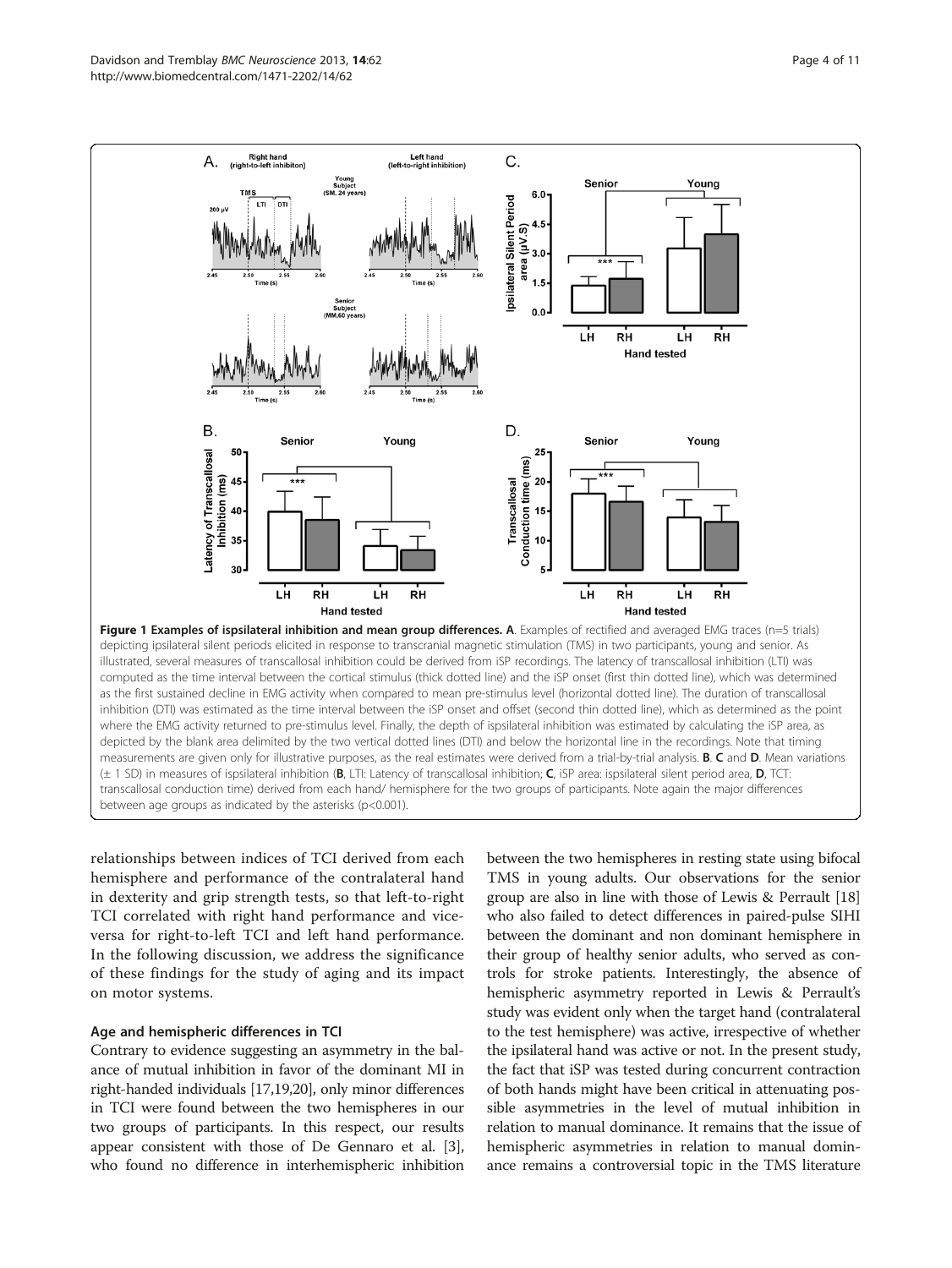A. Right hand (right-to-left inhibiton)

Left hand (left-to-right inhibition)

Young Subject (SM, 24 years)

TMS

LTI

DTI

200 μV

2.45 2.50 2.55 2.60

Time (s)

Senior Subject (MM,60 years)

C.

Senior

Young

Ipsilateral Silent Period area (μV.S)

6.0

4.5

3.0

1.5

0.0

***

LH RH LH RH

Hand tested

B.

Senior

Young

Latency of Transcallosal Inhibition (ms)

50

45

40

35

30

***

LH RH LH RH

Hand tested

D.

Senior

Young

Transcallosal Conduction time (ms)

25

20

15

10

5

***

LH RH LH RH

Hand tested

**Figure 1 Examples of ispsilateral inhibition and mean group differences. A**. Examples of rectified and averaged EMG traces (n=5 trials) depicting ipsilateral silent periods elicited in response to transcranial magnetic stimulation (TMS) in two participants, young and senior. As illustrated, several measures of transcallosal inhibition could be derived from iSP recordings. The latency of transcallosal inhibition (LTI) was computed as the time interval between the cortical stimulus (thick dotted line) and the iSP onset (first thin dotted line), which was determined as the first sustained decline in EMG activity when compared to mean pre-stimulus level (horizontal dotted line). The duration of transcallosal inhibition (DTI) was estimated as the time interval between the iSP onset and offset (second thin dotted line), which as determined as the point where the EMG activity returned to pre-stimulus level. Finally, the depth of ispsilateral inhibition was estimated by calculating the iSP area, as depicted by the blank area delimited by the two vertical dotted lines (DTI) and below the horizontal line in the recordings. Note that timing measurements are given only for illustrative purposes, as the real estimates were derived from a trial-by-trial analysis. **B**. **C** and **D**. Mean variations (± 1 SD) in measures of ispsilateral inhibition (**B**, LTI: Latency of transcallosal inhibition; **C**, iSP area: ispsilateral silent period area, **D**, TCT: transcallosal conduction time) derived from each hand/ hemisphere for the two groups of participants. Note again the major differences between age groups as indicated by the asterisks (p<0.001).

relationships between indices of TCI derived from each hemisphere and performance of the contralateral hand in dexterity and grip strength tests, so that left-to-right TCI correlated with right hand performance and vice-versa for right-to-left TCI and left hand performance. In the following discussion, we address the significance of these findings for the study of aging and its impact on motor systems.

### Age and hemispheric differences in TCI

Contrary to evidence suggesting an asymmetry in the balance of mutual inhibition in favor of the dominant MI in right-handed individuals [17,19,20], only minor differences in TCI were found between the two hemispheres in our two groups of participants. In this respect, our results appear consistent with those of De Gennaro et al. [3], who found no difference in interhemispheric inhibition between the two hemispheres in resting state using bifocal TMS in young adults. Our observations for the senior group are also in line with those of Lewis & Perrault [18] who also failed to detect differences in paired-pulse SIHI between the dominant and non dominant hemisphere in their group of healthy senior adults, who served as controls for stroke patients. Interestingly, the absence of hemispheric asymmetry reported in Lewis & Perrault's study was evident only when the target hand (contralateral to the test hemisphere) was active, irrespective of whether the ipsilateral hand was active or not. In the present study, the fact that iSP was tested during concurrent contraction of both hands might have been critical in attenuating possible asymmetries in the level of mutual inhibition in relation to manual dominance. It remains that the issue of hemispheric asymmetries in relation to manual dominance remains a controversial topic in the TMS literature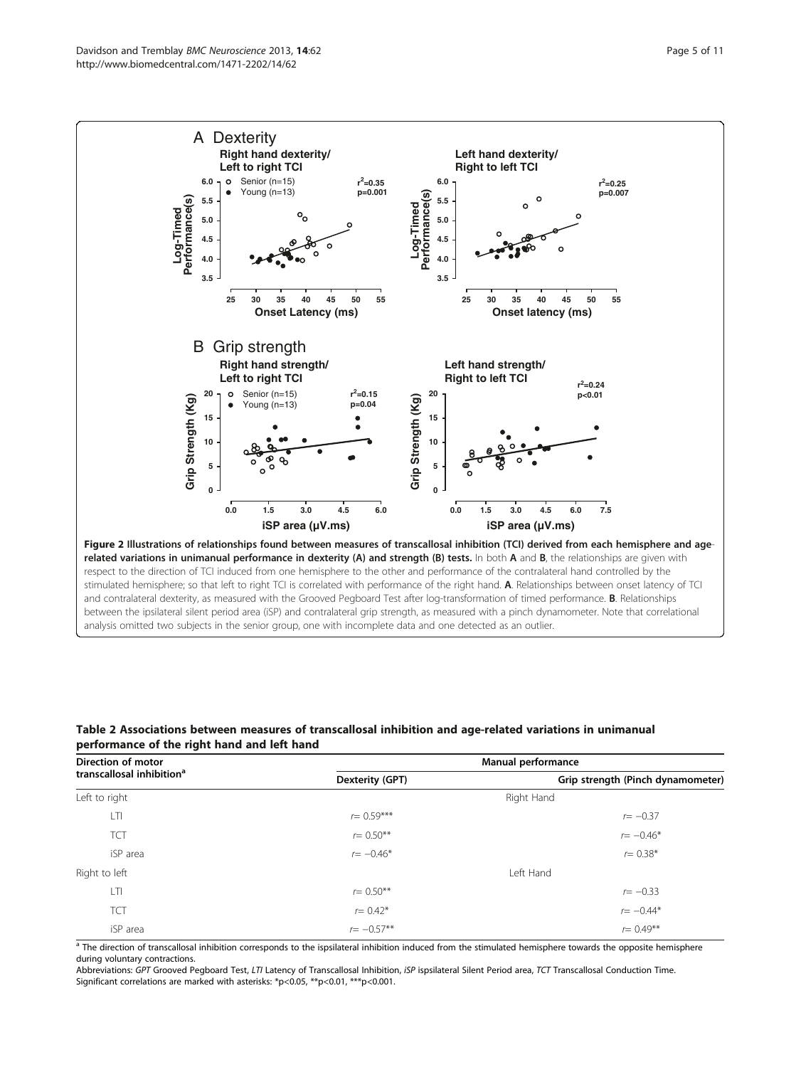**Figure 2 Illustrations of relationships found between measures of transcallosal inhibition (TCI) derived from each hemisphere and age-related variations in unimanual performance in dexterity (A) and strength (B) tests.** In both **A** and **B**, the relationships are given with respect to the direction of TCI induced from one hemisphere to the other and performance of the contralateral hand controlled by the stimulated hemisphere; so that left to right TCI is correlated with performance of the right hand. **A**. Relationships between onset latency of TCI and contralateral dexterity, as measured with the Grooved Pegboard Test after log-transformation of timed performance. **B**. Relationships between the ipsilateral silent period area (iSP) and contralateral grip strength, as measured with a pinch dynamometer. Note that correlational analysis omitted two subjects in the senior group, one with incomplete data and one detected as an outlier.

**Table 2 Associations between measures of transcallosal inhibition and age-related variations in unimanual performance of the right hand and left hand**

| Direction of motor transcallosal inhibition[a] | Manual performance | |
|---|---|---|
| | Dexterity (GPT) | Grip strength (Pinch dynamometer) |
| Left to right | Right Hand | |
| LTI | r= 0.59*** | r= −0.37 |
| TCT | r= 0.50** | r= −0.46* |
| iSP area | r= −0.46* | r= 0.38* |
| Right to left | Left Hand | |
| LTI | r= 0.50** | r= −0.33 |
| TCT | r= 0.42* | r= −0.44* |
| iSP area | r= −0.57** | r= 0.49** |

[a] The direction of transcallosal inhibition corresponds to the ispsilateral inhibition induced from the stimulated hemisphere towards the opposite hemisphere during voluntary contractions.

Abbreviations: *GPT* Grooved Pegboard Test, *LTI* Latency of Transcallosal Inhibition, *iSP* ispsilateral Silent Period area, *TCT* Transcallosal Conduction Time.
Significant correlations are marked with asterisks: *p<0.05, **p<0.01, ***p<0.001.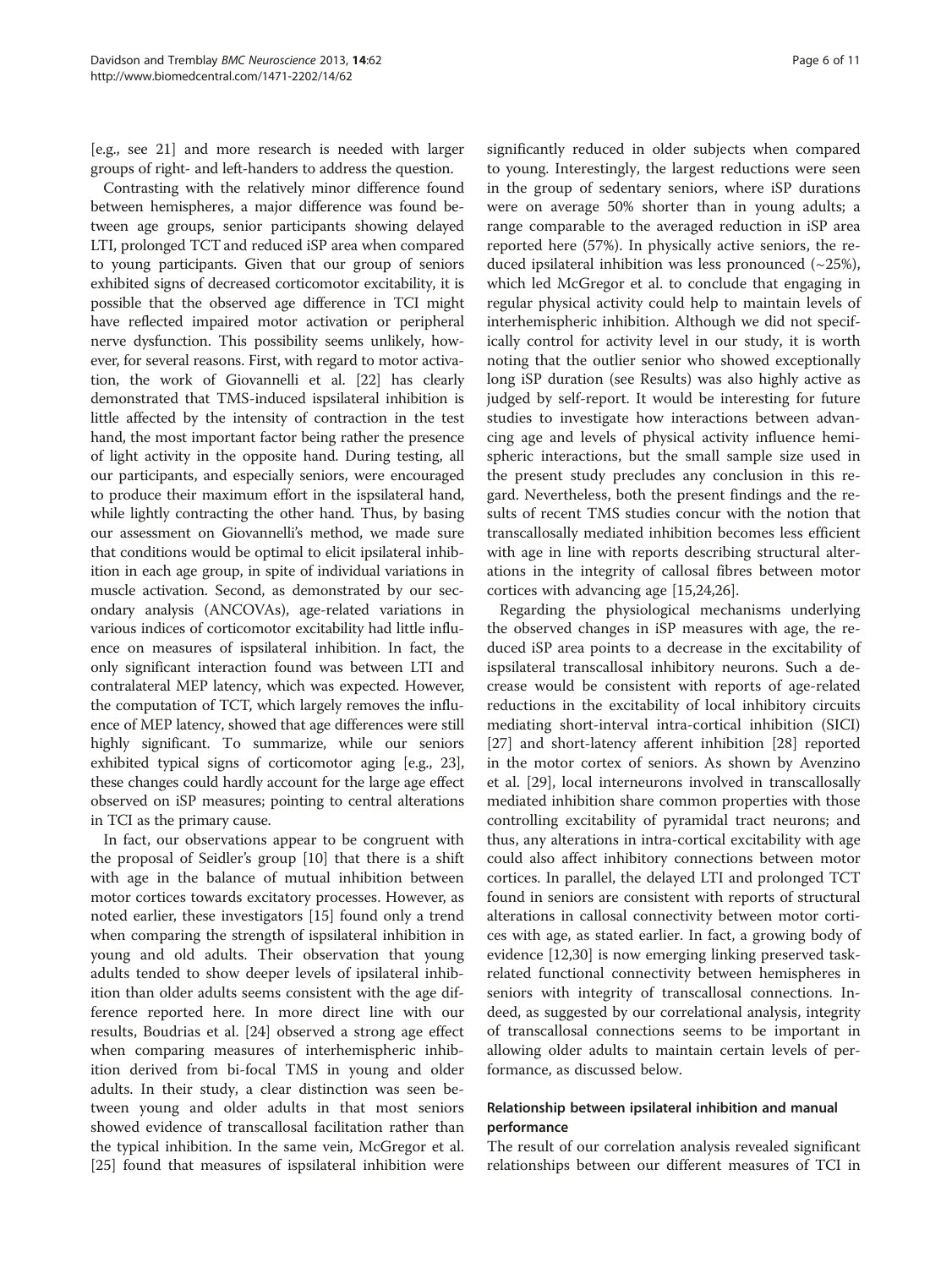[e.g., see 21] and more research is needed with larger groups of right- and left-handers to address the question.

Contrasting with the relatively minor difference found between hemispheres, a major difference was found between age groups, senior participants showing delayed LTI, prolonged TCT and reduced iSP area when compared to young participants. Given that our group of seniors exhibited signs of decreased corticomotor excitability, it is possible that the observed age difference in TCI might have reflected impaired motor activation or peripheral nerve dysfunction. This possibility seems unlikely, however, for several reasons. First, with regard to motor activation, the work of Giovannelli et al. [22] has clearly demonstrated that TMS-induced ispsilateral inhibition is little affected by the intensity of contraction in the test hand, the most important factor being rather the presence of light activity in the opposite hand. During testing, all our participants, and especially seniors, were encouraged to produce their maximum effort in the ispsilateral hand, while lightly contracting the other hand. Thus, by basing our assessment on Giovannelli's method, we made sure that conditions would be optimal to elicit ipsilateral inhibition in each age group, in spite of individual variations in muscle activation. Second, as demonstrated by our secondary analysis (ANCOVAs), age-related variations in various indices of corticomotor excitability had little influence on measures of ispsilateral inhibition. In fact, the only significant interaction found was between LTI and contralateral MEP latency, which was expected. However, the computation of TCT, which largely removes the influence of MEP latency, showed that age differences were still highly significant. To summarize, while our seniors exhibited typical signs of corticomotor aging [e.g., 23], these changes could hardly account for the large age effect observed on iSP measures; pointing to central alterations in TCI as the primary cause.

In fact, our observations appear to be congruent with the proposal of Seidler's group [10] that there is a shift with age in the balance of mutual inhibition between motor cortices towards excitatory processes. However, as noted earlier, these investigators [15] found only a trend when comparing the strength of ispsilateral inhibition in young and old adults. Their observation that young adults tended to show deeper levels of ipsilateral inhibition than older adults seems consistent with the age difference reported here. In more direct line with our results, Boudrias et al. [24] observed a strong age effect when comparing measures of interhemispheric inhibition derived from bi-focal TMS in young and older adults. In their study, a clear distinction was seen between young and older adults in that most seniors showed evidence of transcallosal facilitation rather than the typical inhibition. In the same vein, McGregor et al. [25] found that measures of ispsilateral inhibition were significantly reduced in older subjects when compared to young. Interestingly, the largest reductions were seen in the group of sedentary seniors, where iSP durations were on average 50% shorter than in young adults; a range comparable to the averaged reduction in iSP area reported here (57%). In physically active seniors, the reduced ipsilateral inhibition was less pronounced (~25%), which led McGregor et al. to conclude that engaging in regular physical activity could help to maintain levels of interhemispheric inhibition. Although we did not specifically control for activity level in our study, it is worth noting that the outlier senior who showed exceptionally long iSP duration (see Results) was also highly active as judged by self-report. It would be interesting for future studies to investigate how interactions between advancing age and levels of physical activity influence hemispheric interactions, but the small sample size used in the present study precludes any conclusion in this regard. Nevertheless, both the present findings and the results of recent TMS studies concur with the notion that transcallosally mediated inhibition becomes less efficient with age in line with reports describing structural alterations in the integrity of callosal fibres between motor cortices with advancing age [15,24,26].

Regarding the physiological mechanisms underlying the observed changes in iSP measures with age, the reduced iSP area points to a decrease in the excitability of ispsilateral transcallosal inhibitory neurons. Such a decrease would be consistent with reports of age-related reductions in the excitability of local inhibitory circuits mediating short-interval intra-cortical inhibition (SICI) [27] and short-latency afferent inhibition [28] reported in the motor cortex of seniors. As shown by Avenzino et al. [29], local interneurons involved in transcallosally mediated inhibition share common properties with those controlling excitability of pyramidal tract neurons; and thus, any alterations in intra-cortical excitability with age could also affect inhibitory connections between motor cortices. In parallel, the delayed LTI and prolonged TCT found in seniors are consistent with reports of structural alterations in callosal connectivity between motor cortices with age, as stated earlier. In fact, a growing body of evidence [12,30] is now emerging linking preserved task-related functional connectivity between hemispheres in seniors with integrity of transcallosal connections. Indeed, as suggested by our correlational analysis, integrity of transcallosal connections seems to be important in allowing older adults to maintain certain levels of performance, as discussed below.

### Relationship between ipsilateral inhibition and manual performance

The result of our correlation analysis revealed significant relationships between our different measures of TCI in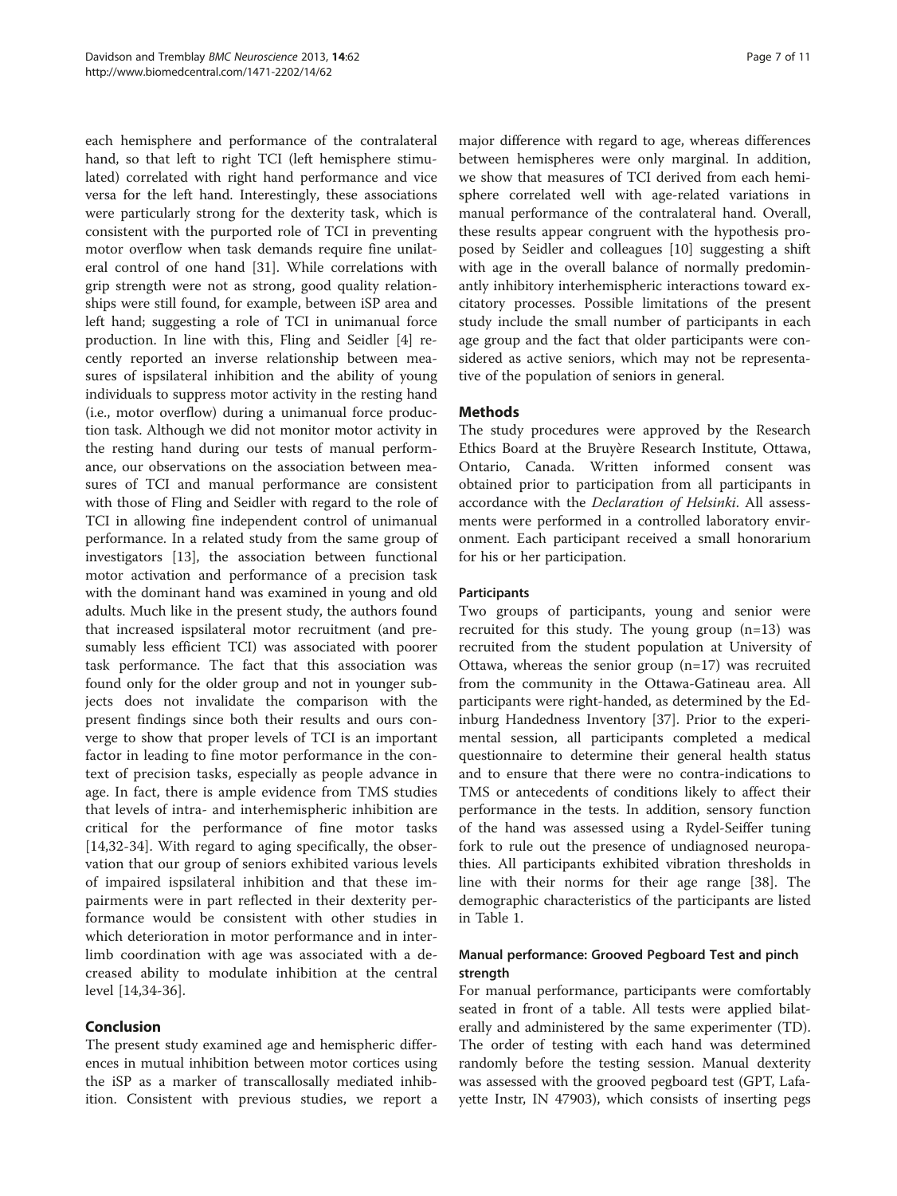each hemisphere and performance of the contralateral hand, so that left to right TCI (left hemisphere stimulated) correlated with right hand performance and vice versa for the left hand. Interestingly, these associations were particularly strong for the dexterity task, which is consistent with the purported role of TCI in preventing motor overflow when task demands require fine unilateral control of one hand [31]. While correlations with grip strength were not as strong, good quality relationships were still found, for example, between iSP area and left hand; suggesting a role of TCI in unimanual force production. In line with this, Fling and Seidler [4] recently reported an inverse relationship between measures of ispsilateral inhibition and the ability of young individuals to suppress motor activity in the resting hand (i.e., motor overflow) during a unimanual force production task. Although we did not monitor motor activity in the resting hand during our tests of manual performance, our observations on the association between measures of TCI and manual performance are consistent with those of Fling and Seidler with regard to the role of TCI in allowing fine independent control of unimanual performance. In a related study from the same group of investigators [13], the association between functional motor activation and performance of a precision task with the dominant hand was examined in young and old adults. Much like in the present study, the authors found that increased ispsilateral motor recruitment (and presumably less efficient TCI) was associated with poorer task performance. The fact that this association was found only for the older group and not in younger subjects does not invalidate the comparison with the present findings since both their results and ours converge to show that proper levels of TCI is an important factor in leading to fine motor performance in the context of precision tasks, especially as people advance in age. In fact, there is ample evidence from TMS studies that levels of intra- and interhemispheric inhibition are critical for the performance of fine motor tasks [14,32-34]. With regard to aging specifically, the observation that our group of seniors exhibited various levels of impaired ispsilateral inhibition and that these impairments were in part reflected in their dexterity performance would be consistent with other studies in which deterioration in motor performance and in interlimb coordination with age was associated with a decreased ability to modulate inhibition at the central level [14,34-36].

## Conclusion

The present study examined age and hemispheric differences in mutual inhibition between motor cortices using the iSP as a marker of transcallosally mediated inhibition. Consistent with previous studies, we report a major difference with regard to age, whereas differences between hemispheres were only marginal. In addition, we show that measures of TCI derived from each hemisphere correlated well with age-related variations in manual performance of the contralateral hand. Overall, these results appear congruent with the hypothesis proposed by Seidler and colleagues [10] suggesting a shift with age in the overall balance of normally predominantly inhibitory interhemispheric interactions toward excitatory processes. Possible limitations of the present study include the small number of participants in each age group and the fact that older participants were considered as active seniors, which may not be representative of the population of seniors in general.

## Methods

The study procedures were approved by the Research Ethics Board at the Bruyère Research Institute, Ottawa, Ontario, Canada. Written informed consent was obtained prior to participation from all participants in accordance with the *Declaration of Helsinki*. All assessments were performed in a controlled laboratory environment. Each participant received a small honorarium for his or her participation.

### Participants

Two groups of participants, young and senior were recruited for this study. The young group (n=13) was recruited from the student population at University of Ottawa, whereas the senior group (n=17) was recruited from the community in the Ottawa-Gatineau area. All participants were right-handed, as determined by the Edinburg Handedness Inventory [37]. Prior to the experimental session, all participants completed a medical questionnaire to determine their general health status and to ensure that there were no contra-indications to TMS or antecedents of conditions likely to affect their performance in the tests. In addition, sensory function of the hand was assessed using a Rydel-Seiffer tuning fork to rule out the presence of undiagnosed neuropathies. All participants exhibited vibration thresholds in line with their norms for their age range [38]. The demographic characteristics of the participants are listed in Table 1.

### Manual performance: Grooved Pegboard Test and pinch strength

For manual performance, participants were comfortably seated in front of a table. All tests were applied bilaterally and administered by the same experimenter (TD). The order of testing with each hand was determined randomly before the testing session. Manual dexterity was assessed with the grooved pegboard test (GPT, Lafayette Instr, IN 47903), which consists of inserting pegs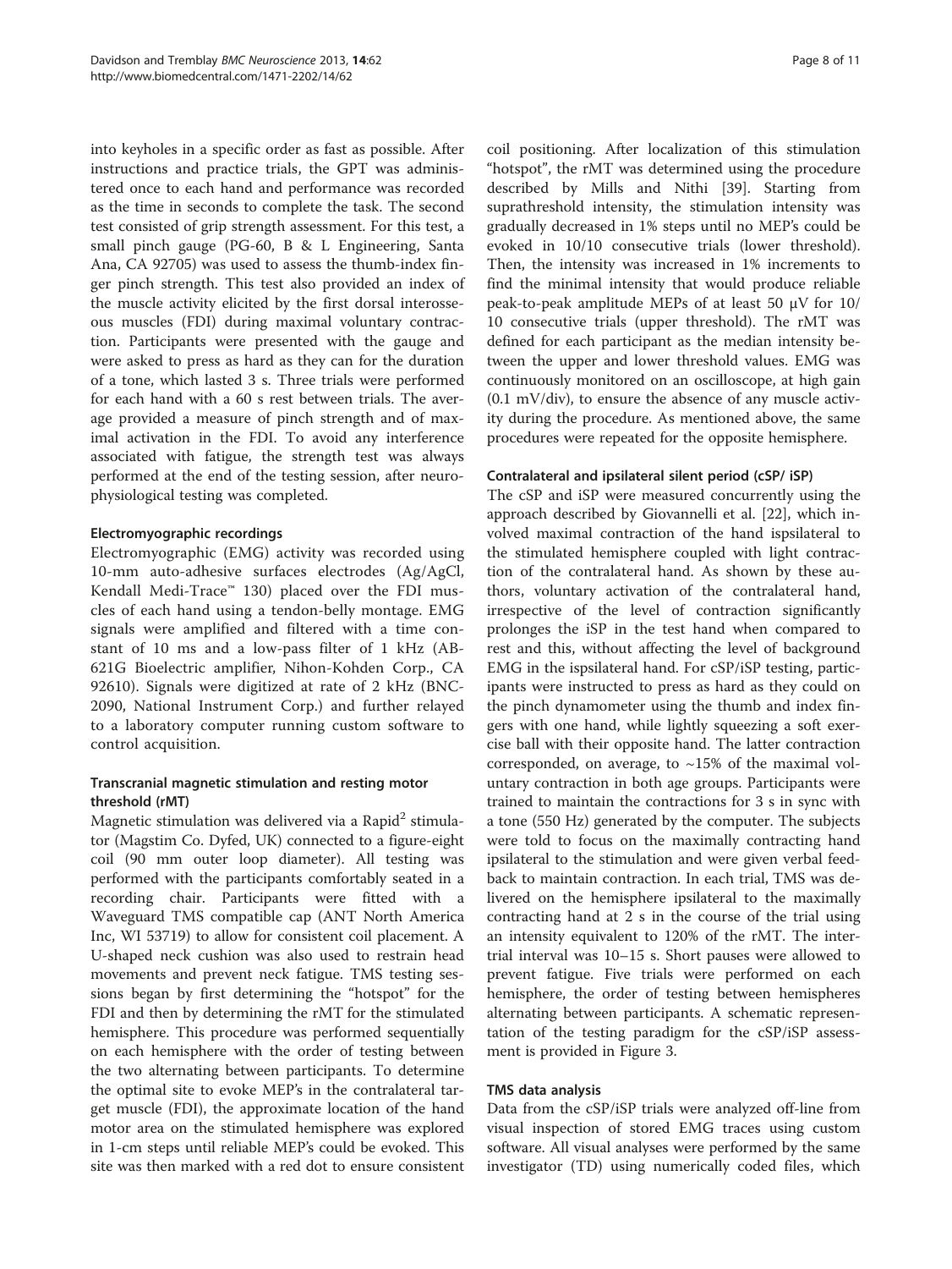into keyholes in a specific order as fast as possible. After instructions and practice trials, the GPT was administered once to each hand and performance was recorded as the time in seconds to complete the task. The second test consisted of grip strength assessment. For this test, a small pinch gauge (PG-60, B & L Engineering, Santa Ana, CA 92705) was used to assess the thumb-index finger pinch strength. This test also provided an index of the muscle activity elicited by the first dorsal interosseous muscles (FDI) during maximal voluntary contraction. Participants were presented with the gauge and were asked to press as hard as they can for the duration of a tone, which lasted 3 s. Three trials were performed for each hand with a 60 s rest between trials. The average provided a measure of pinch strength and of maximal activation in the FDI. To avoid any interference associated with fatigue, the strength test was always performed at the end of the testing session, after neurophysiological testing was completed.

#### Electromyographic recordings

Electromyographic (EMG) activity was recorded using 10-mm auto-adhesive surfaces electrodes (Ag/AgCl, Kendall Medi-Trace™ 130) placed over the FDI muscles of each hand using a tendon-belly montage. EMG signals were amplified and filtered with a time constant of 10 ms and a low-pass filter of 1 kHz (AB-621G Bioelectric amplifier, Nihon-Kohden Corp., CA 92610). Signals were digitized at rate of 2 kHz (BNC-2090, National Instrument Corp.) and further relayed to a laboratory computer running custom software to control acquisition.

#### Transcranial magnetic stimulation and resting motor threshold (rMT)

Magnetic stimulation was delivered via a Rapid[2] stimulator (Magstim Co. Dyfed, UK) connected to a figure-eight coil (90 mm outer loop diameter). All testing was performed with the participants comfortably seated in a recording chair. Participants were fitted with a Waveguard TMS compatible cap (ANT North America Inc, WI 53719) to allow for consistent coil placement. A U-shaped neck cushion was also used to restrain head movements and prevent neck fatigue. TMS testing sessions began by first determining the "hotspot" for the FDI and then by determining the rMT for the stimulated hemisphere. This procedure was performed sequentially on each hemisphere with the order of testing between the two alternating between participants. To determine the optimal site to evoke MEP's in the contralateral target muscle (FDI), the approximate location of the hand motor area on the stimulated hemisphere was explored in 1-cm steps until reliable MEP's could be evoked. This site was then marked with a red dot to ensure consistent coil positioning. After localization of this stimulation "hotspot", the rMT was determined using the procedure described by Mills and Nithi [39]. Starting from suprathreshold intensity, the stimulation intensity was gradually decreased in 1% steps until no MEP's could be evoked in 10/10 consecutive trials (lower threshold). Then, the intensity was increased in 1% increments to find the minimal intensity that would produce reliable peak-to-peak amplitude MEPs of at least 50 μV for 10/10 consecutive trials (upper threshold). The rMT was defined for each participant as the median intensity between the upper and lower threshold values. EMG was continuously monitored on an oscilloscope, at high gain (0.1 mV/div), to ensure the absence of any muscle activity during the procedure. As mentioned above, the same procedures were repeated for the opposite hemisphere.

#### Contralateral and ipsilateral silent period (cSP/ iSP)

The cSP and iSP were measured concurrently using the approach described by Giovannelli et al. [22], which involved maximal contraction of the hand ispsilateral to the stimulated hemisphere coupled with light contraction of the contralateral hand. As shown by these authors, voluntary activation of the contralateral hand, irrespective of the level of contraction significantly prolonges the iSP in the test hand when compared to rest and this, without affecting the level of background EMG in the ispsilateral hand. For cSP/iSP testing, participants were instructed to press as hard as they could on the pinch dynamometer using the thumb and index fingers with one hand, while lightly squeezing a soft exercise ball with their opposite hand. The latter contraction corresponded, on average, to ~15% of the maximal voluntary contraction in both age groups. Participants were trained to maintain the contractions for 3 s in sync with a tone (550 Hz) generated by the computer. The subjects were told to focus on the maximally contracting hand ipsilateral to the stimulation and were given verbal feedback to maintain contraction. In each trial, TMS was delivered on the hemisphere ipsilateral to the maximally contracting hand at 2 s in the course of the trial using an intensity equivalent to 120% of the rMT. The inter-trial interval was 10–15 s. Short pauses were allowed to prevent fatigue. Five trials were performed on each hemisphere, the order of testing between hemispheres alternating between participants. A schematic representation of the testing paradigm for the cSP/iSP assessment is provided in Figure 3.

#### TMS data analysis

Data from the cSP/iSP trials were analyzed off-line from visual inspection of stored EMG traces using custom software. All visual analyses were performed by the same investigator (TD) using numerically coded files, which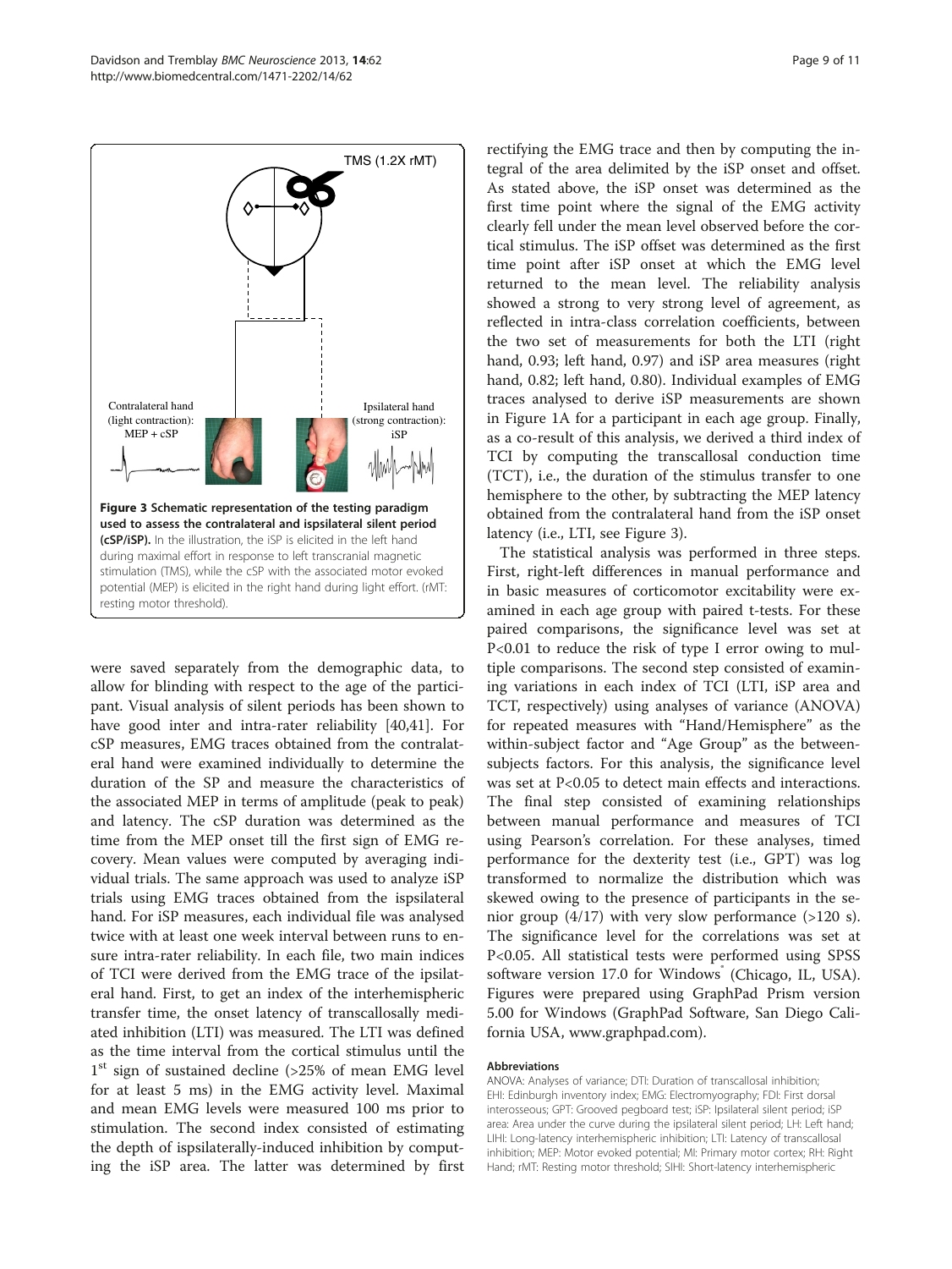**Figure 3 Schematic representation of the testing paradigm used to assess the contralateral and ispsilateral silent period (cSP/iSP).** In the illustration, the iSP is elicited in the left hand during maximal effort in response to left transcranial magnetic stimulation (TMS), while the cSP with the associated motor evoked potential (MEP) is elicited in the right hand during light effort. (rMT: resting motor threshold).

were saved separately from the demographic data, to allow for blinding with respect to the age of the participant. Visual analysis of silent periods has been shown to have good inter and intra-rater reliability [40,41]. For cSP measures, EMG traces obtained from the contralateral hand were examined individually to determine the duration of the SP and measure the characteristics of the associated MEP in terms of amplitude (peak to peak) and latency. The cSP duration was determined as the time from the MEP onset till the first sign of EMG recovery. Mean values were computed by averaging individual trials. The same approach was used to analyze iSP trials using EMG traces obtained from the ispsilateral hand. For iSP measures, each individual file was analysed twice with at least one week interval between runs to ensure intra-rater reliability. In each file, two main indices of TCI were derived from the EMG trace of the ipsilateral hand. First, to get an index of the interhemispheric transfer time, the onset latency of transcallosally mediated inhibition (LTI) was measured. The LTI was defined as the time interval from the cortical stimulus until the 1st sign of sustained decline (>25% of mean EMG level for at least 5 ms) in the EMG activity level. Maximal and mean EMG levels were measured 100 ms prior to stimulation. The second index consisted of estimating the depth of ispsilaterally-induced inhibition by computing the iSP area. The latter was determined by first rectifying the EMG trace and then by computing the integral of the area delimited by the iSP onset and offset. As stated above, the iSP onset was determined as the first time point where the signal of the EMG activity clearly fell under the mean level observed before the cortical stimulus. The iSP offset was determined as the first time point after iSP onset at which the EMG level returned to the mean level. The reliability analysis showed a strong to very strong level of agreement, as reflected in intra-class correlation coefficients, between the two set of measurements for both the LTI (right hand, 0.93; left hand, 0.97) and iSP area measures (right hand, 0.82; left hand, 0.80). Individual examples of EMG traces analysed to derive iSP measurements are shown in Figure 1A for a participant in each age group. Finally, as a co-result of this analysis, we derived a third index of TCI by computing the transcallosal conduction time (TCT), i.e., the duration of the stimulus transfer to one hemisphere to the other, by subtracting the MEP latency obtained from the contralateral hand from the iSP onset latency (i.e., LTI, see Figure 3).

The statistical analysis was performed in three steps. First, right-left differences in manual performance and in basic measures of corticomotor excitability were examined in each age group with paired t-tests. For these paired comparisons, the significance level was set at $P<0.01$ to reduce the risk of type I error owing to multiple comparisons. The second step consisted of examining variations in each index of TCI (LTI, iSP area and TCT, respectively) using analyses of variance (ANOVA) for repeated measures with "Hand/Hemisphere" as the within-subject factor and "Age Group" as the between-subjects factors. For this analysis, the significance level was set at $P<0.05$ to detect main effects and interactions. The final step consisted of examining relationships between manual performance and measures of TCI using Pearson's correlation. For these analyses, timed performance for the dexterity test (i.e., GPT) was log transformed to normalize the distribution which was skewed owing to the presence of participants in the senior group (4/17) with very slow performance (>120 s). The significance level for the correlations was set at $P<0.05$. All statistical tests were performed using SPSS software version 17.0 for Windows® (Chicago, IL, USA). Figures were prepared using GraphPad Prism version 5.00 for Windows (GraphPad Software, San Diego California USA, www.graphpad.com).

#### Abbreviations

ANOVA: Analyses of variance; DTI: Duration of transcallosal inhibition; EHI: Edinburgh inventory index; EMG: Electromyography; FDI: First dorsal interosseous; GPT: Grooved pegboard test; iSP: Ipsilateral silent period; iSP area: Area under the curve during the ipsilateral silent period; LH: Left hand; LIHI: Long-latency interhemispheric inhibition; LTI: Latency of transcallosal inhibition; MEP: Motor evoked potential; MI: Primary motor cortex; RH: Right Hand; rMT: Resting motor threshold; SIHI: Short-latency interhemispheric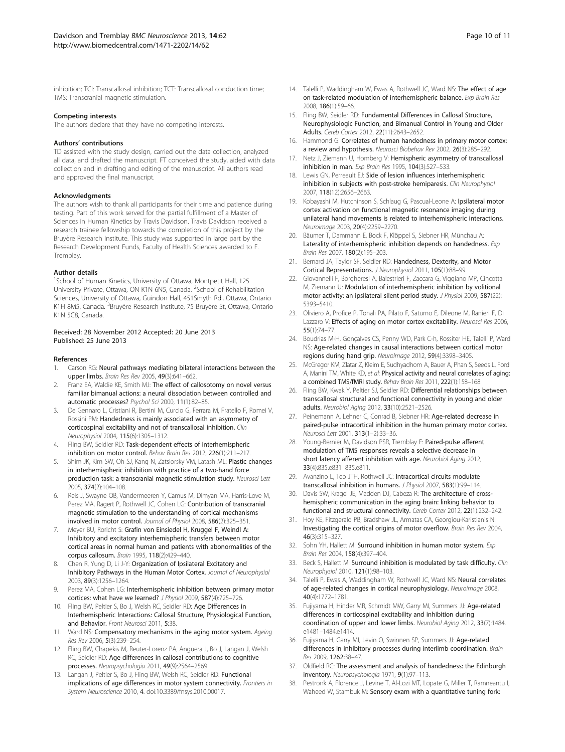inhibition; TCI: Transcallosal inhibition; TCT: Transcallosal conduction time; TMS: Transcranial magnetic stimulation.

### Competing interests

The authors declare that they have no competing interests.

### Authors' contributions

TD assisted with the study design, carried out the data collection, analyzed all data, and drafted the manuscript. FT conceived the study, aided with data collection and in drafting and editing of the manuscript. All authors read and approved the final manuscript.

### Acknowledgments

The authors wish to thank all participants for their time and patience during testing. Part of this work served for the partial fulfillment of a Master of Sciences in Human Kinetics by Travis Davidson. Travis Davidson received a research trainee fellowship towards the completion of this project by the Bruyère Research Institute. This study was supported in large part by the Research Development Funds, Faculty of Health Sciences awarded to F. Tremblay.

### Author details

[1]School of Human Kinetics, University of Ottawa, Montpetit Hall, 125 University Private, Ottawa, ON K1N 6N5, Canada. [2]School of Rehabilitation Sciences, University of Ottawa, Guindon Hall, 451Smyth Rd., Ottawa, Ontario K1H 8M5, Canada. [3]Bruyère Research Institute, 75 Bruyère St, Ottawa, Ontario K1N 5C8, Canada.

Received: 28 November 2012 Accepted: 20 June 2013
Published: 25 June 2013

### References

1. Carson RG: **Neural pathways mediating bilateral interactions between the upper limbs.** *Brain Res Rev* 2005, **49**(3):641–662.
2. Franz EA, Waldie KE, Smith MJ: **The effect of callosotomy on novel versus familiar bimanual actions: a neural dissociation between controlled and automatic processes?** *Psychol Sci* 2000, **11**(1):82–85.
3. De Gennaro L, Cristiani R, Bertini M, Curcio G, Ferrara M, Fratello F, Romei V, Rossini PM: **Handedness is mainly associated with an asymmetry of corticospinal excitability and not of transcallosal inhibition.** *Clin Neurophysiol* 2004, **115**(6):1305–1312.
4. Fling BW, Seidler RD: **Task-dependent effects of interhemispheric inhibition on motor control.** *Behav Brain Res* 2012, **226**(1):211–217.
5. Shim JK, Kim SW, Oh SJ, Kang N, Zatsiorsky VM, Latash ML: **Plastic changes in interhemispheric inhibition with practice of a two-hand force production task: a transcranial magnetic stimulation study.** *Neurosci Lett* 2005, **374**(2):104–108.
6. Reis J, Swayne OB, Vandermeeren Y, Camus M, Dimyan MA, Harris-Love M, Perez MA, Ragert P, Rothwell JC, Cohen LG: **Contribution of transcranial magnetic stimulation to the understanding of cortical mechanisms involved in motor control.** *Journal of Physiol* 2008, **586**(2):325–351.
7. Meyer BU, Roricht S: **Grafin von Einsiedel H, Kruggel F, Weindl A: Inhibitory and excitatory interhemispheric transfers between motor cortical areas in normal human and patients with abonormalities of the corpus callosum.** *Brain* 1995, **118**(2):429–440.
8. Chen R, Yung D, Li J-Y: **Organization of Ipsilateral Excitatory and Inhibitory Pathways in the Human Motor Cortex.** *Journal of Neurophysiol* 2003, **89**(3):1256–1264.
9. Perez MA, Cohen LG: **Interhemispheric inhibition between primary motor cortices: what have we learned?** *J Physiol* 2009, **587**(4):725–726.
10. Fling BW, Peltier S, Bo J, Welsh RC, Seidler RD: **Age Differences in Interhemispheric Interactions: Callosal Structure, Physiological Function, and Behavior.** *Front Neurosci* 2011, **5**:38.
11. Ward NS: **Compensatory mechanisms in the aging motor system.** *Ageing Res Rev* 2006, **5**(3):239–254.
12. Fling BW, Chapekis M, Reuter-Lorenz PA, Anguera J, Bo J, Langan J, Welsh RC, Seidler RD: **Age differences in callosal contributions to cognitive processes.** *Neuropsychologia* 2011, **49**(9):2564–2569.
13. Langan J, Peltier S, Bo J, Fling BW, Welsh RC, Seidler RD: **Functional implications of age differences in motor system connectivity.** *Frontiers in System Neuroscience* 2010, **4**. doi:10.3389/fnsys.2010.00017.
14. Talelli P, Waddingham W, Ewas A, Rothwell JC, Ward NS: **The effect of age on task-related modulation of interhemispheric balance.** *Exp Brain Res* 2008, **186**(1):59–66.
15. Fling BW, Seidler RD: **Fundamental Differences in Callosal Structure, Neurophysiologic Function, and Bimanual Control in Young and Older Adults.** *Cereb Cortex* 2012, **22**(11):2643–2652.
16. Hammond G: **Correlates of human handedness in primary motor cortex: a review and hypothesis.** *Neurosci Biobehav Rev* 2002, **26**(3):285–292.
17. Netz J, Ziemann U, Homberg V: **Hemispheric asymmetry of transcallosal inhibition in man.** *Exp Brain Res* 1995, **104**(3):527–533.
18. Lewis GN, Perreault EJ: **Side of lesion influences interhemispheric inhibition in subjects with post-stroke hemiparesis.** *Clin Neurophysiol* 2007, **118**(12):2656–2663.
19. Kobayashi M, Hutchinson S, Schlaug G, Pascual-Leone A: **Ipsilateral motor cortex activation on functional magnetic resonance imaging during unilateral hand movements is related to interhemispheric interactions.** *Neuroimage* 2003, **20**(4):2259–2270.
20. Bäumer T, Dammann E, Bock F, Klöppel S, Siebner HR, Münchau A: **Laterality of interhemispheric inhibition depends on handedness.** *Exp Brain Res* 2007, **180**(2):195–203.
21. Bernard JA, Taylor SF, Seidler RD: **Handedness, Dexterity, and Motor Cortical Representations.** *J Neurophysiol* 2011, **105**(1):88–99.
22. Giovannelli F, Borgheresi A, Balestrieri F, Zaccara G, Viggiano MP, Cincotta M, Ziemann U: **Modulation of interhemispheric inhibition by volitional motor activity: an ipsilateral silent period study.** *J Physiol* 2009, **587**(22): 5393–5410.
23. Oliviero A, Profice P, Tonali PA, Pilato F, Saturno E, Dileone M, Ranieri F, Di Lazzaro V: **Effects of aging on motor cortex excitability.** *Neurosci Res* 2006, **55**(1):74–77.
24. Boudrias M-H, Gonçalves CS, Penny WD, Park C-h, Rossiter HE, Talelli P, Ward NS: **Age-related changes in causal interactions between cortical motor regions during hand grip.** *NeuroImage* 2012, **59**(4):3398–3405.
25. McGregor KM, Zlatar Z, Kleim E, Sudhyadhom A, Bauer A, Phan S, Seeds L, Ford A, Manini TM, White KD, *et al*: **Physical activity and neural correlates of aging: a combined TMS/fMRI study.** *Behav Brain Res* 2011, **222**(1):158–168.
26. Fling BW, Kwak Y, Peltier SJ, Seidler RD: **Differential relationships between transcallosal structural and functional connectivity in young and older adults.** *Neurobiol Aging* 2012, **33**(10):2521–2526.
27. Peinemann A, Lehner C, Conrad B, Siebner HR: **Age-related decrease in paired-pulse intracortical inhibition in the human primary motor cortex.** *Neurosci Lett* 2001, **313**(1–2):33–36.
28. Young-Bernier M, Davidson PSR, Tremblay F: **Paired-pulse afferent modulation of TMS responses reveals a selective decrease in short latency afferent inhibition with age.** *Neurobiol Aging* 2012, **33**(4):835.e831–835.e811.
29. Avanzino L, Teo JTH, Rothwell JC: **Intracortical circuits modulate transcallosal inhibition in humans.** *J Physiol* 2007, **583**(1):99–114.
30. Davis SW, Kragel JE, Madden DJ, Cabeza R: **The architecture of cross-hemispheric communication in the aging brain: linking behavior to functional and structural connectivity.** *Cereb Cortex* 2012, **22**(1):232–242.
31. Hoy KE, Fitzgerald PB, Bradshaw JL, Armatas CA, Georgiou-Karistianis N: **Investigating the cortical origins of motor overflow.** *Brain Res Rev* 2004, **46**(3):315–327.
32. Sohn YH, Hallett M: **Surround inhibition in human motor system.** *Exp Brain Res* 2004, **158**(4):397–404.
33. Beck S, Hallett M: **Surround inhibition is modulated by task difficulty.** *Clin Neurophysiol* 2010, **121**(1):98–103.
34. Talelli P, Ewas A, Waddingham W, Rothwell JC, Ward NS: **Neural correlates of age-related changes in cortical neurophysiology.** *Neuroimage* 2008, **40**(4):1772–1781.
35. Fujiyama H, Hinder MR, Schmidt MW, Garry MI, Summers JJ: **Age-related differences in corticospinal excitability and inhibition during coordination of upper and lower limbs.** *Neurobiol Aging* 2012, **33**(7):1484. e1481–1484.e1414.
36. Fujiyama H, Garry MI, Levin O, Swinnen SP, Summers JJ: **Age-related differences in inhibitory processes during interlimb coordination.** *Brain Res* 2009, **1262**:38–47.
37. Oldfield RC: **The assessment and analysis of handedness: the Edinburgh inventory.** *Neuropsychologia* 1971, **9**(1):97–113.
38. Pestronk A, Florence J, Levine T, Al-Lozi MT, Lopate G, Miller T, Ramneantu I, Waheed W, Stambuk M: **Sensory exam with a quantitative tuning fork:**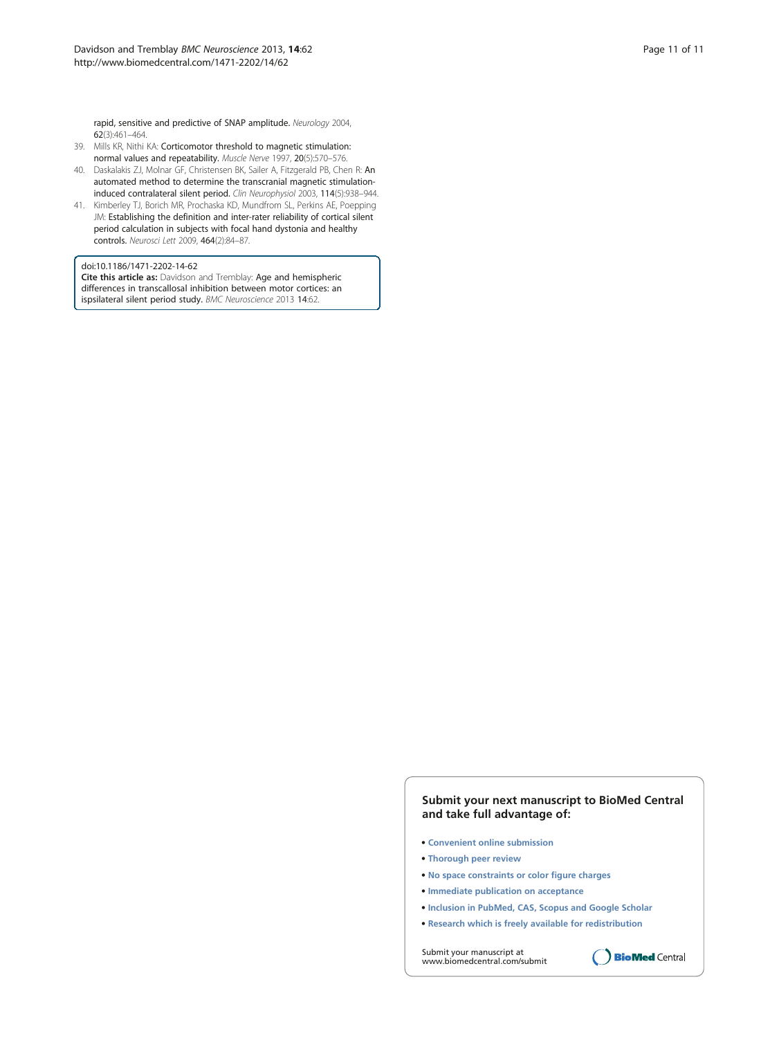rapid, sensitive and predictive of SNAP amplitude. *Neurology* 2004, **62**(3):461–464.

39. Mills KR, Nithi KA: Corticomotor threshold to magnetic stimulation: normal values and repeatability. *Muscle Nerve* 1997, **20**(5):570–576.
40. Daskalakis ZJ, Molnar GF, Christensen BK, Sailer A, Fitzgerald PB, Chen R: An automated method to determine the transcranial magnetic stimulation-induced contralateral silent period. *Clin Neurophysiol* 2003, **114**(5):938–944.
41. Kimberley TJ, Borich MR, Prochaska KD, Mundfrom SL, Perkins AE, Poepping JM: Establishing the definition and inter-rater reliability of cortical silent period calculation in subjects with focal hand dystonia and healthy controls. *Neurosci Lett* 2009, **464**(2):84–87.

doi:10.1186/1471-2202-14-62
**Cite this article as:** Davidson and Tremblay: Age and hemispheric differences in transcallosal inhibition between motor cortices: an ispsilateral silent period study. *BMC Neuroscience* 2013 **14**:62.

**Submit your next manuscript to BioMed Central and take full advantage of:**

- **Convenient online submission**
- **Thorough peer review**
- **No space constraints or color figure charges**
- **Immediate publication on acceptance**
- **Inclusion in PubMed, CAS, Scopus and Google Scholar**
- **Research which is freely available for redistribution**

Submit your manuscript at
www.biomedcentral.com/submit

BioMed Central